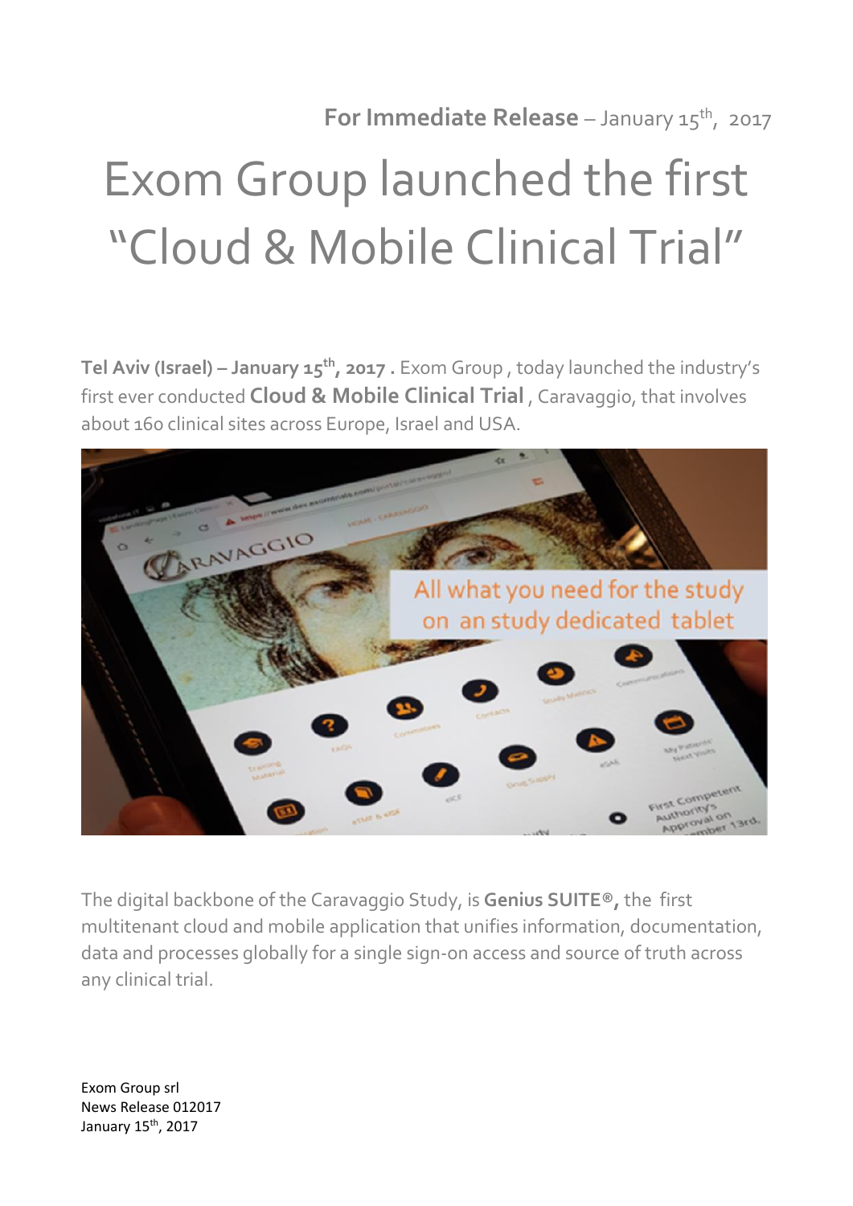**For Immediate Release** – January 15th, 2017

# Exom Group launched the first "Cloud & Mobile Clinical Trial"

**Tel Aviv (Israel) – January 15th, 2017 .** Exom Group , today launched the industry's first ever conducted **Cloud & Mobile Clinical Trial** , Caravaggio, that involves about 160 clinical sites across Europe, Israel and USA.

The digital backbone of the Caravaggio Study, is **Genius SUITE®,** the first multitenant cloud and mobile application that unifies information, documentation, data and processes globally for a single sign-on access and source of truth across any clinical trial.

Exom Group srl
News Release 012017
January 15th, 2017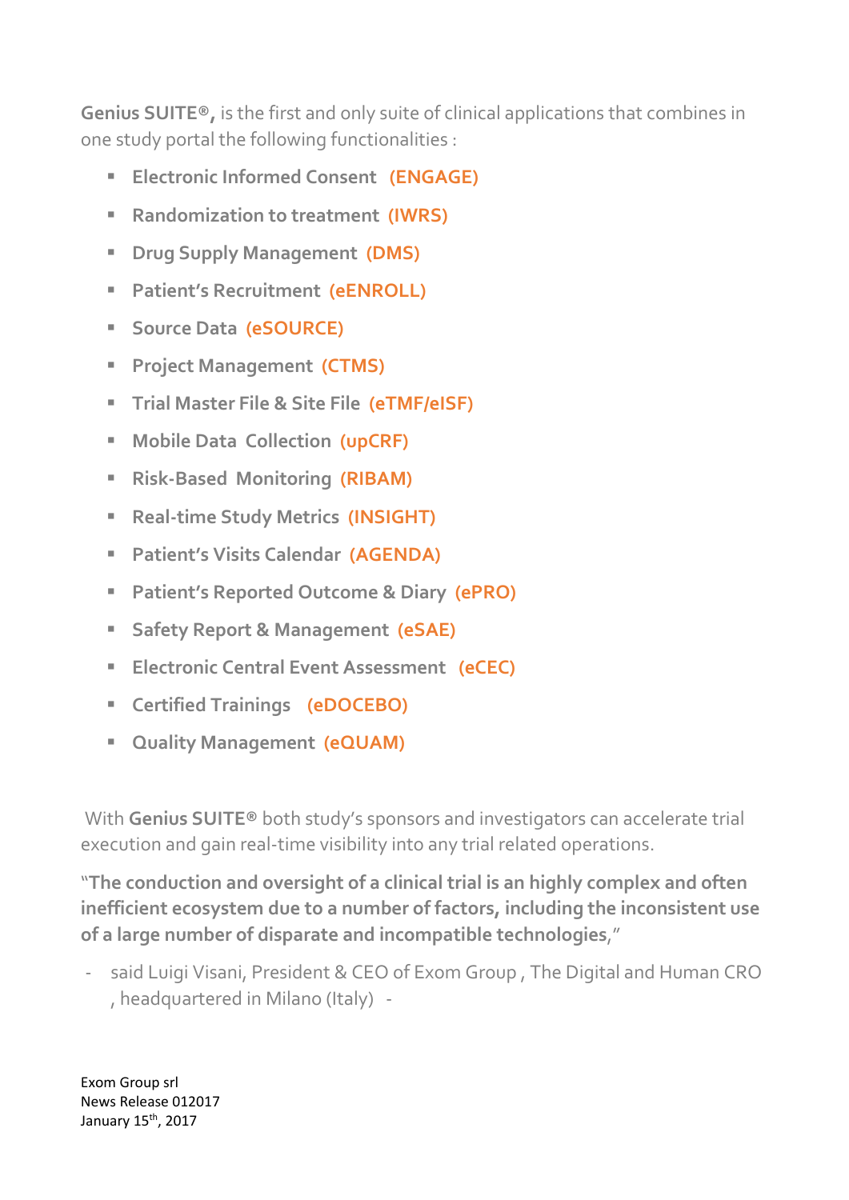**Genius SUITE®,** is the first and only suite of clinical applications that combines in one study portal the following functionalities :

- **Electronic Informed Consent (ENGAGE)**
- **Randomization to treatment (IWRS)**
- **Drug Supply Management (DMS)**
- **Patient's Recruitment (eENROLL)**
- **Source Data (eSOURCE)**
- **Project Management (CTMS)**
- **Trial Master File & Site File (eTMF/eISF)**
- **Mobile Data Collection (upCRF)**
- **Risk-Based Monitoring (RIBAM)**
- **Real-time Study Metrics (INSIGHT)**
- **Patient's Visits Calendar (AGENDA)**
- **Patient's Reported Outcome & Diary (ePRO)**
- **Safety Report & Management (eSAE)**
- **Electronic Central Event Assessment (eCEC)**
- **Certified Trainings (eDOCEBO)**
- **Quality Management (eQUAM)**

With **Genius SUITE®** both study's sponsors and investigators can accelerate trial execution and gain real-time visibility into any trial related operations.

"**The conduction and oversight of a clinical trial is an highly complex and often inefficient ecosystem due to a number of factors, including the inconsistent use of a large number of disparate and incompatible technologies**,"

- said Luigi Visani, President & CEO of Exom Group , The Digital and Human CRO , headquartered in Milano (Italy) -

Exom Group srl
News Release 012017
January 15th, 2017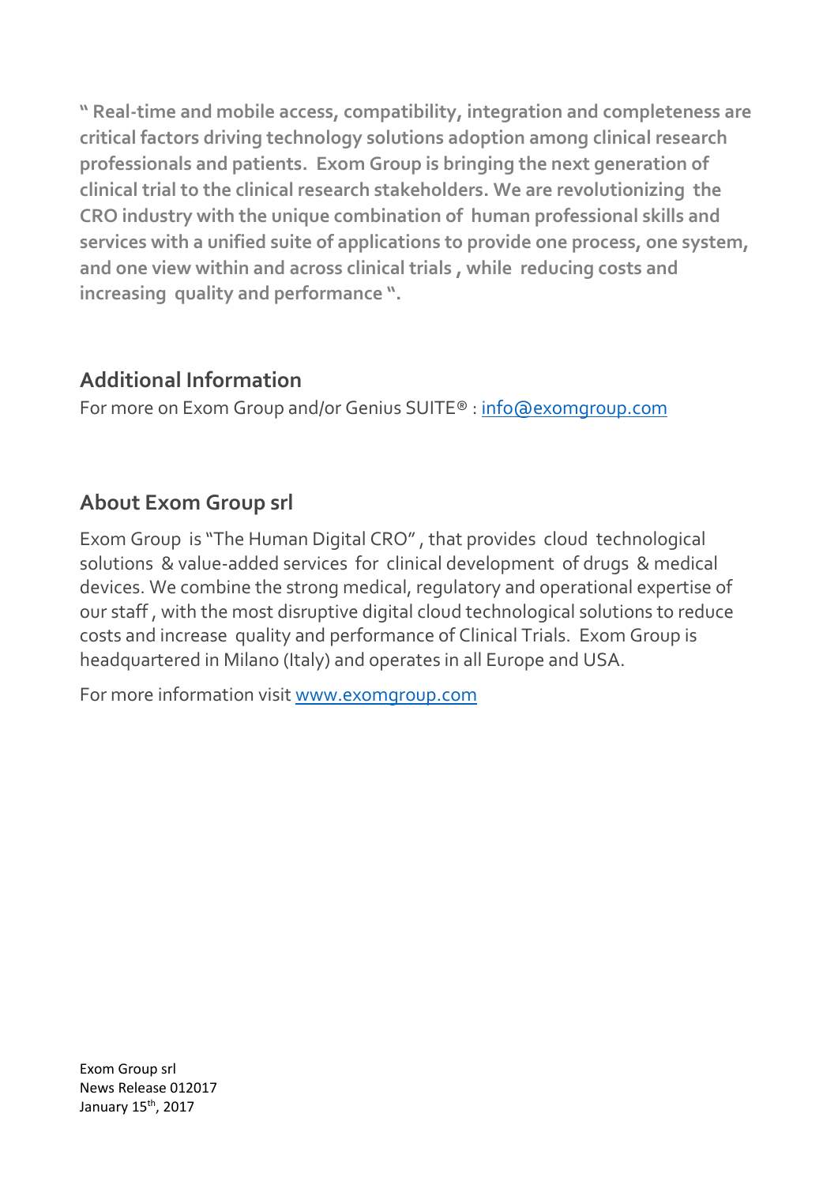**" Real-time and mobile access, compatibility, integration and completeness are critical factors driving technology solutions adoption among clinical research professionals and patients. Exom Group is bringing the next generation of clinical trial to the clinical research stakeholders. We are revolutionizing the CRO industry with the unique combination of human professional skills and services with a unified suite of applications to provide one process, one system, and one view within and across clinical trials , while reducing costs and increasing quality and performance ".**

## Additional Information

For more on Exom Group and/or Genius SUITE® : info@exomgroup.com

## About Exom Group srl

Exom Group is "The Human Digital CRO" , that provides cloud technological solutions & value-added services for clinical development of drugs & medical devices. We combine the strong medical, regulatory and operational expertise of our staff , with the most disruptive digital cloud technological solutions to reduce costs and increase quality and performance of Clinical Trials. Exom Group is headquartered in Milano (Italy) and operates in all Europe and USA.

For more information visit www.exomgroup.com

Exom Group srl
News Release 012017
January 15th, 2017